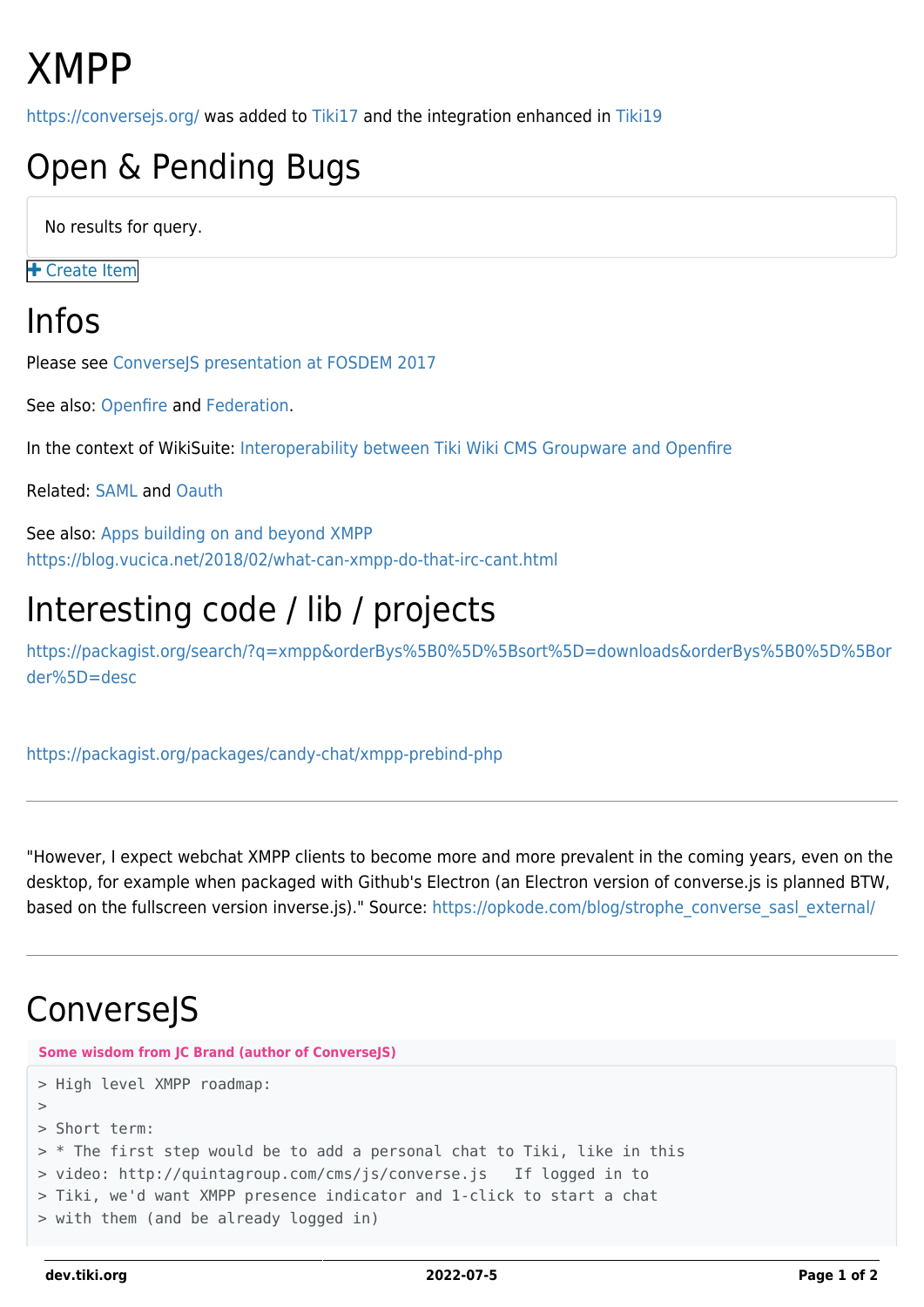# XMPP

https://conversejs.org/ was added to Tiki17 and the integration enhanced in Tiki19

## Open & Pending Bugs

No results for query.

Create Item

## Infos

Please see ConverseJS presentation at FOSDEM 2017

See also: Openfire and Federation.

In the context of WikiSuite: Interoperability between Tiki Wiki CMS Groupware and Openfire

Related: SAML and Oauth

See also: Apps building on and beyond XMPP
https://blog.vucica.net/2018/02/what-can-xmpp-do-that-irc-cant.html

## Interesting code / lib / projects

https://packagist.org/search/?q=xmpp&orderBys%5B0%5D%5Bsort%5D=downloads&orderBys%5B0%5D%5Border%5D=desc

https://packagist.org/packages/candy-chat/xmpp-prebind-php

---

"However, I expect webchat XMPP clients to become more and more prevalent in the coming years, even on the desktop, for example when packaged with Github's Electron (an Electron version of converse.js is planned BTW, based on the fullscreen version inverse.js)." Source: https://opkode.com/blog/strophe_converse_sasl_external/

---

## ConverseJS

**Some wisdom from JC Brand (author of ConverseJS)**

```
> High level XMPP roadmap:
>
> Short term:
> * The first step would be to add a personal chat to Tiki, like in this
> video: http://quintagroup.com/cms/js/converse.js   If logged in to
> Tiki, we'd want XMPP presence indicator and 1-click to start a chat
> with them (and be already logged in)
```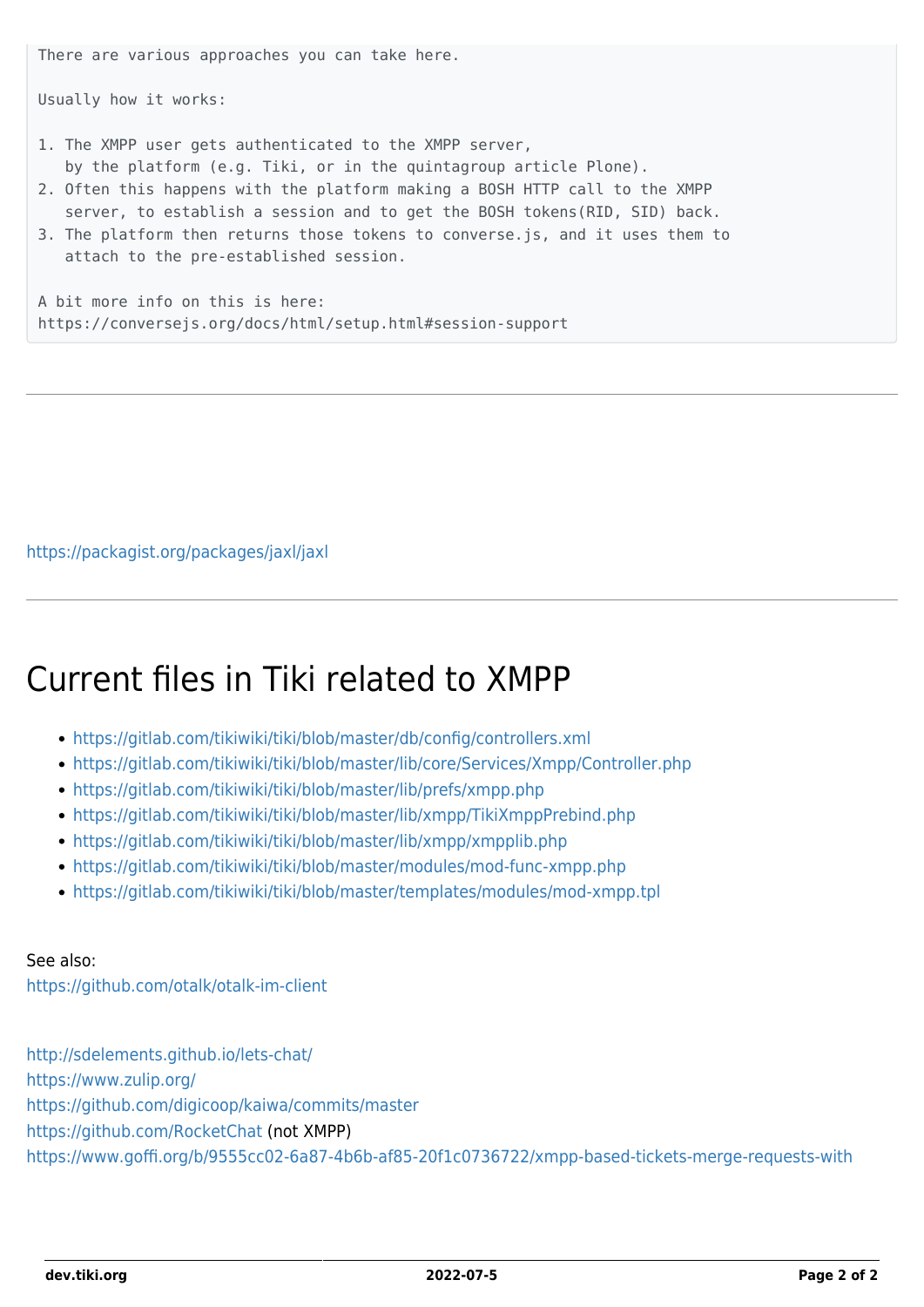```
There are various approaches you can take here.

Usually how it works:

1. The XMPP user gets authenticated to the XMPP server,
   by the platform (e.g. Tiki, or in the quintagroup article Plone).
2. Often this happens with the platform making a BOSH HTTP call to the XMPP
   server, to establish a session and to get the BOSH tokens(RID, SID) back.
3. The platform then returns those tokens to converse.js, and it uses them to
   attach to the pre-established session.

A bit more info on this is here:
https://conversejs.org/docs/html/setup.html#session-support
```

---

https://packagist.org/packages/jaxl/jaxl

---

# Current files in Tiki related to XMPP

- https://gitlab.com/tikiwiki/tiki/blob/master/db/config/controllers.xml
- https://gitlab.com/tikiwiki/tiki/blob/master/lib/core/Services/Xmpp/Controller.php
- https://gitlab.com/tikiwiki/tiki/blob/master/lib/prefs/xmpp.php
- https://gitlab.com/tikiwiki/tiki/blob/master/lib/xmpp/TikiXmppPrebind.php
- https://gitlab.com/tikiwiki/tiki/blob/master/lib/xmpp/xmpplib.php
- https://gitlab.com/tikiwiki/tiki/blob/master/modules/mod-func-xmpp.php
- https://gitlab.com/tikiwiki/tiki/blob/master/templates/modules/mod-xmpp.tpl

See also:
https://github.com/otalk/otalk-im-client

http://sdelements.github.io/lets-chat/
https://www.zulip.org/
https://github.com/digicoop/kaiwa/commits/master
https://github.com/RocketChat (not XMPP)
https://www.goffi.org/b/9555cc02-6a87-4b6b-af85-20f1c0736722/xmpp-based-tickets-merge-requests-with